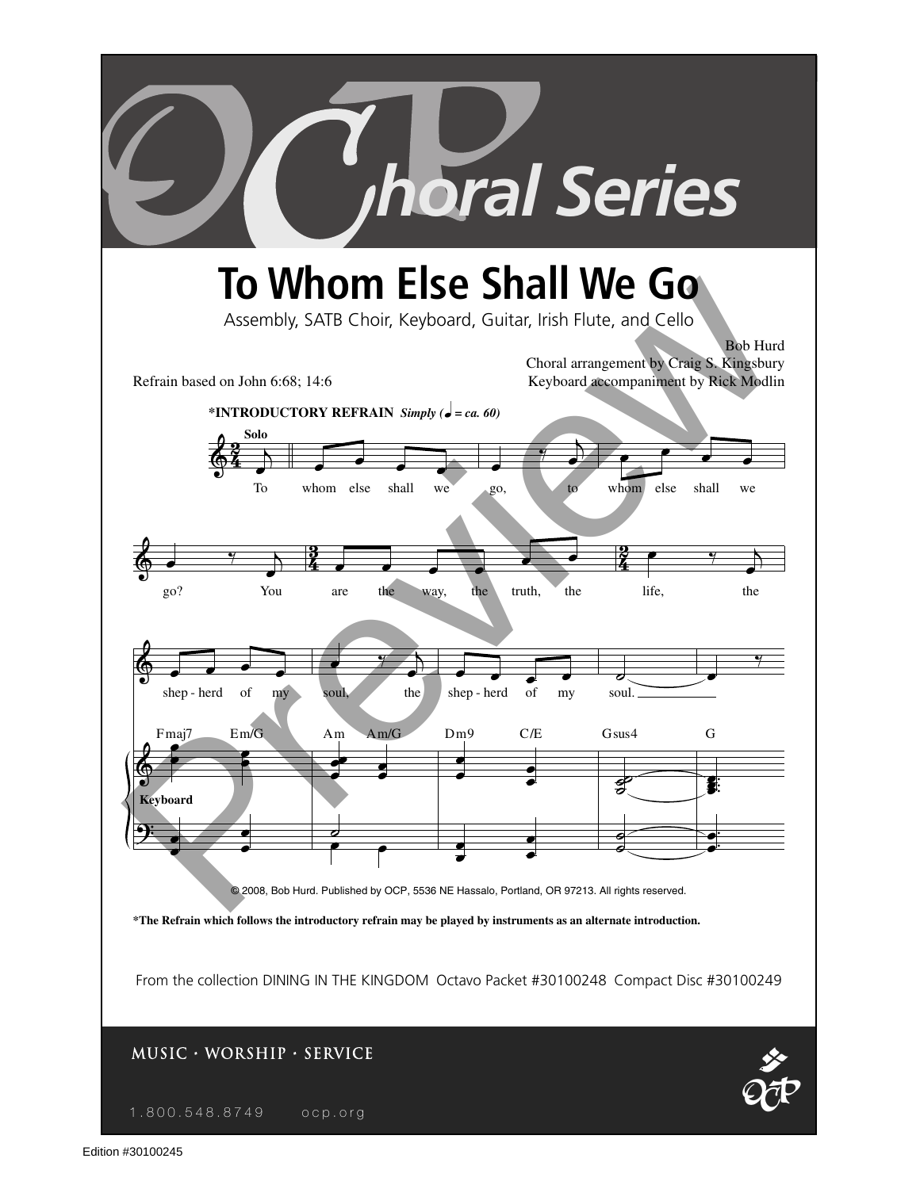# Choral Series

# To Whom Else Shall We Go

Assembly, SATB Choir, Keyboard, Guitar, Irish Flute, and Cello

Bob Hurd
Choral arrangement by Craig S. Kingsbury
Keyboard accompaniment by Rick Modlin

Refrain based on John 6:68; 14:6

**\*INTRODUCTORY REFRAIN** ***Simply (♩ = ca. 60)***

**Solo**

To whom else shall we go, to whom else shall we go? You are the way, the truth, the life, the shep - herd of my soul, the shep - herd of my soul.

Fmaj7 Em/G Am Am/G Dm9 C/E Gsus4 G

**Keyboard**

© 2008, Bob Hurd. Published by OCP, 5536 NE Hassalo, Portland, OR 97213. All rights reserved.

**\*The Refrain which follows the introductory refrain may be played by instruments as an alternate introduction.**

From the collection DINING IN THE KINGDOM Octavo Packet #30100248 Compact Disc #30100249

MUSIC · WORKSHIP · SERVICE

1.800.548.8749 ocp.org

Edition #30100245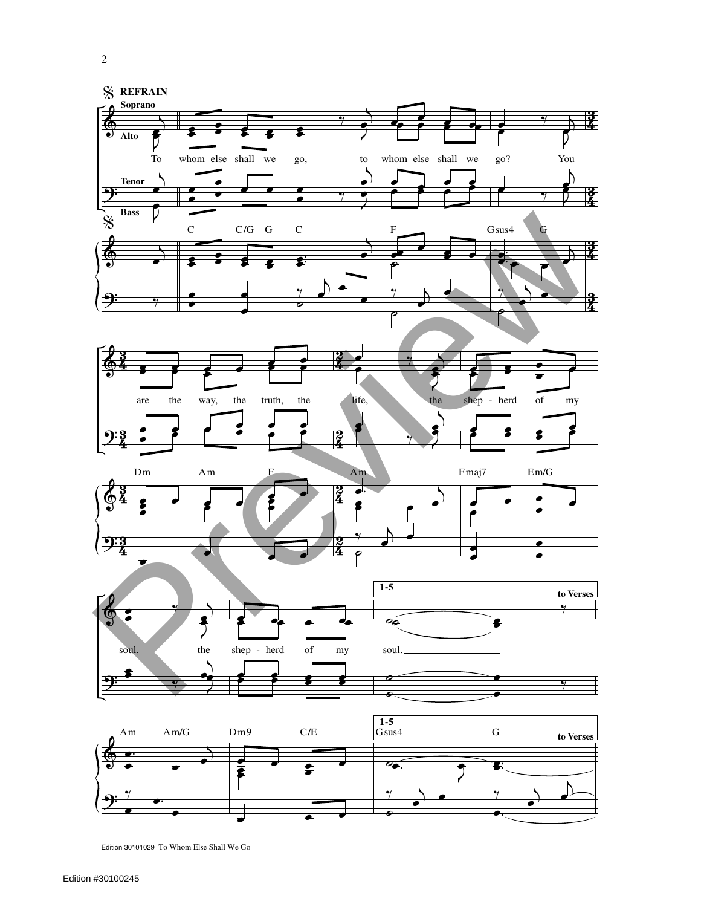**REFRAIN**

Soprano / Alto / Tenor / Bass

To whom else shall we go, to whom else shall we go? You are the way, the truth, the life, the shep - herd of my soul, the shep - herd of my soul.

C C/G G C F Gsus4 G

Dm Am F Am Fmaj7 Em/G

Am Am/G Dm9 C/E

1-5 Gsus4 G to Verses

Edition 30101029 To Whom Else Shall We Go

Edition #30100245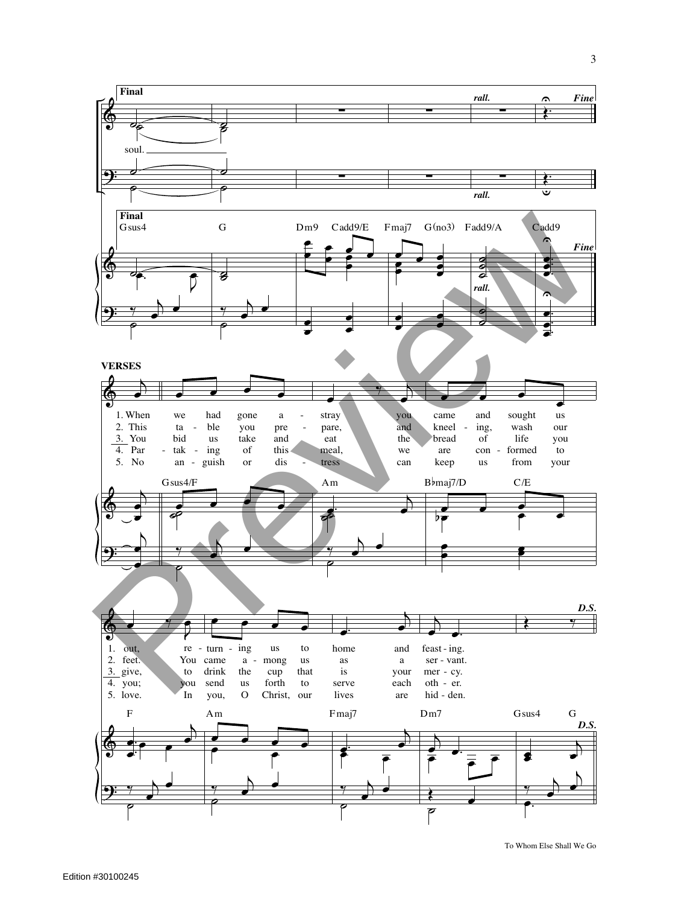**Final**

*rall.* *Fine*

soul.

*rall.*

**Final**

Gsus4 G Dm9 Cadd9/E Fmaj7 G(no3) Fadd9/A Cadd9

*rall.* *Fine*

**VERSES**

1. When we had gone a - stray you came and sought us
2. This ta - ble you pre - pare, and kneel - ing, wash our
3. You bid us take and eat the bread of life you
4. Par - tak - ing of this meal, we are con - formed to
5. No an - guish or dis - tress can keep us from your

Gsus4/F Am B♭maj7/D C/E

1. out, re - turn - ing us to home and feast - ing.
2. feet. You came a - mong us as a ser - vant.
3. give, to drink the cup that is your mer - cy.
4. you; you send us forth to serve each oth - er.
5. love. In you, O Christ, our lives are hid - den.

*D.S.*

F Am Fmaj7 Dm7 Gsus4 G

*D.S.*

To Whom Else Shall We Go

Edition #30100245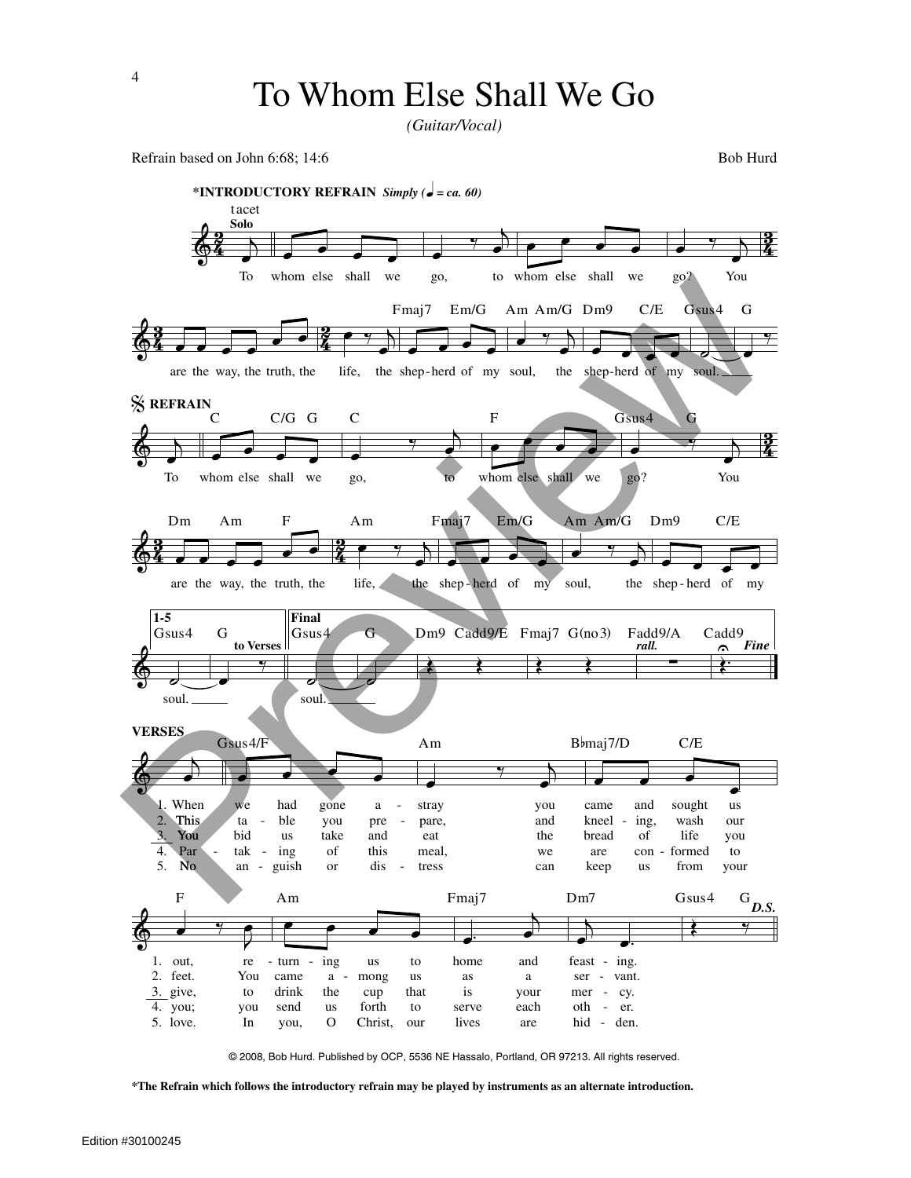# To Whom Else Shall We Go

*(Guitar/Vocal)*

Refrain based on John 6:68; 14:6

Bob Hurd

**\*INTRODUCTORY REFRAIN** *Simply (♩ = ca. 60)*

tacet
Solo

To whom else shall we go, to whom else shall we go? You are the way, the truth, the life, the shep-herd of my soul, the shep-herd of my soul.

Fmaj7 Em/G Am Am/G Dm9 C/E Gsus4 G

**REFRAIN**

C C/G G C F Gsus4 G

To whom else shall we go, to whom else shall we go? You

Dm Am F Am Fmaj7 Em/G Am Am/G Dm9 C/E

are the way, the truth, the life, the shep-herd of my soul, the shep-herd of my

**1-5** Gsus4 G *to Verses*

soul.

**Final** Gsus4 G Dm9 Cadd9/E Fmaj7 G(no3) Fadd9/A Cadd9 *rall.* *Fine*

soul.

**VERSES**

Gsus4/F Am B♭maj7/D C/E

1. When we had gone a - stray you came and sought us
2. This ta - ble you pre - pare, and kneel - ing, wash our
3. You bid us take and eat the bread of life you
4. Par - tak - ing of this meal, we are con - formed to
5. No an - guish or dis - tress can keep us from your

F Am Fmaj7 Dm7 Gsus4 G *D.S.*

1. out, re - turn - ing us to home and feast - ing.
2. feet. You came a - mong us as a ser - vant.
3. give, to drink the cup that is your mer - cy.
4. you; you send us forth to serve each oth - er.
5. love. In you, O Christ, our lives are hid - den.

© 2008, Bob Hurd. Published by OCP, 5536 NE Hassalo, Portland, OR 97213. All rights reserved.

**\*The Refrain which follows the introductory refrain may be played by instruments as an alternate introduction.**

Edition #30100245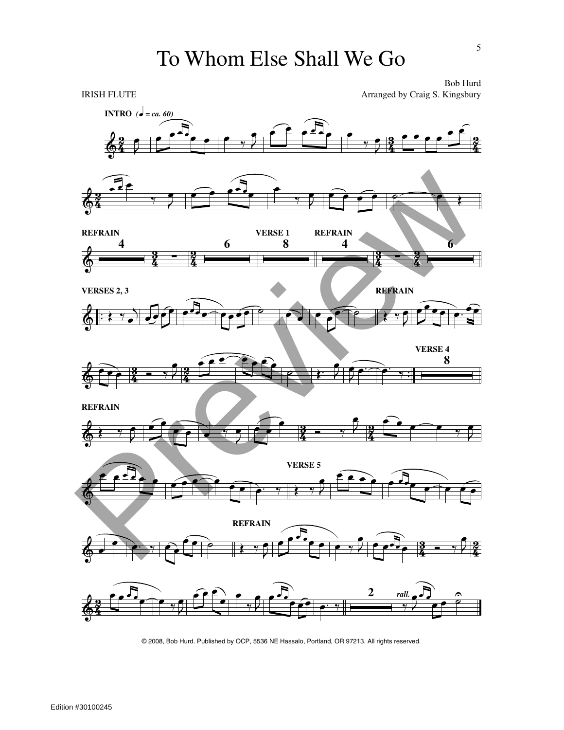# To Whom Else Shall We Go

IRISH FLUTE

Bob Hurd

Arranged by Craig S. Kingsbury

INTRO (♩ = ca. 60)

REFRAIN 4 · 6 · VERSE 1 8 · REFRAIN 4 · 6

VERSES 2, 3

REFRAIN

VERSE 4 8

REFRAIN

VERSE 5

REFRAIN

2 *rall.*

© 2008, Bob Hurd. Published by OCP, 5536 NE Hassalo, Portland, OR 97213. All rights reserved.

Edition #30100245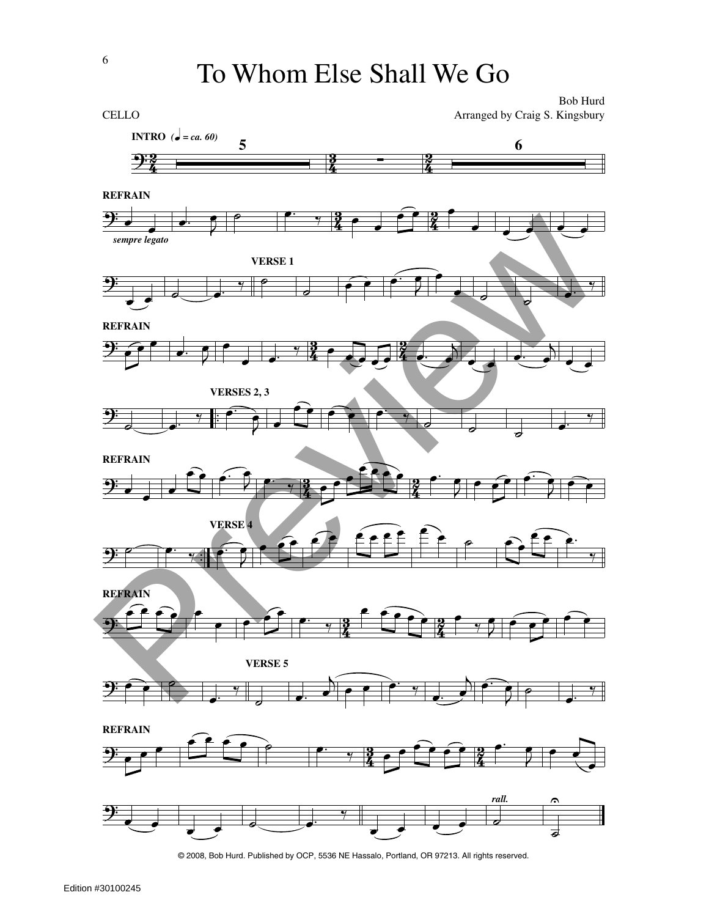# To Whom Else Shall We Go

CELLO

Bob Hurd
Arranged by Craig S. Kingsbury

**INTRO** (♩ = *ca. 60*)

**REFRAIN**

*sempre legato*

**VERSE 1**

**REFRAIN**

**VERSES 2, 3**

**REFRAIN**

**VERSE 4**

**REFRAIN**

**VERSE 5**

**REFRAIN**

*rall.*

© 2008, Bob Hurd. Published by OCP, 5536 NE Hassalo, Portland, OR 97213. All rights reserved.

Edition #30100245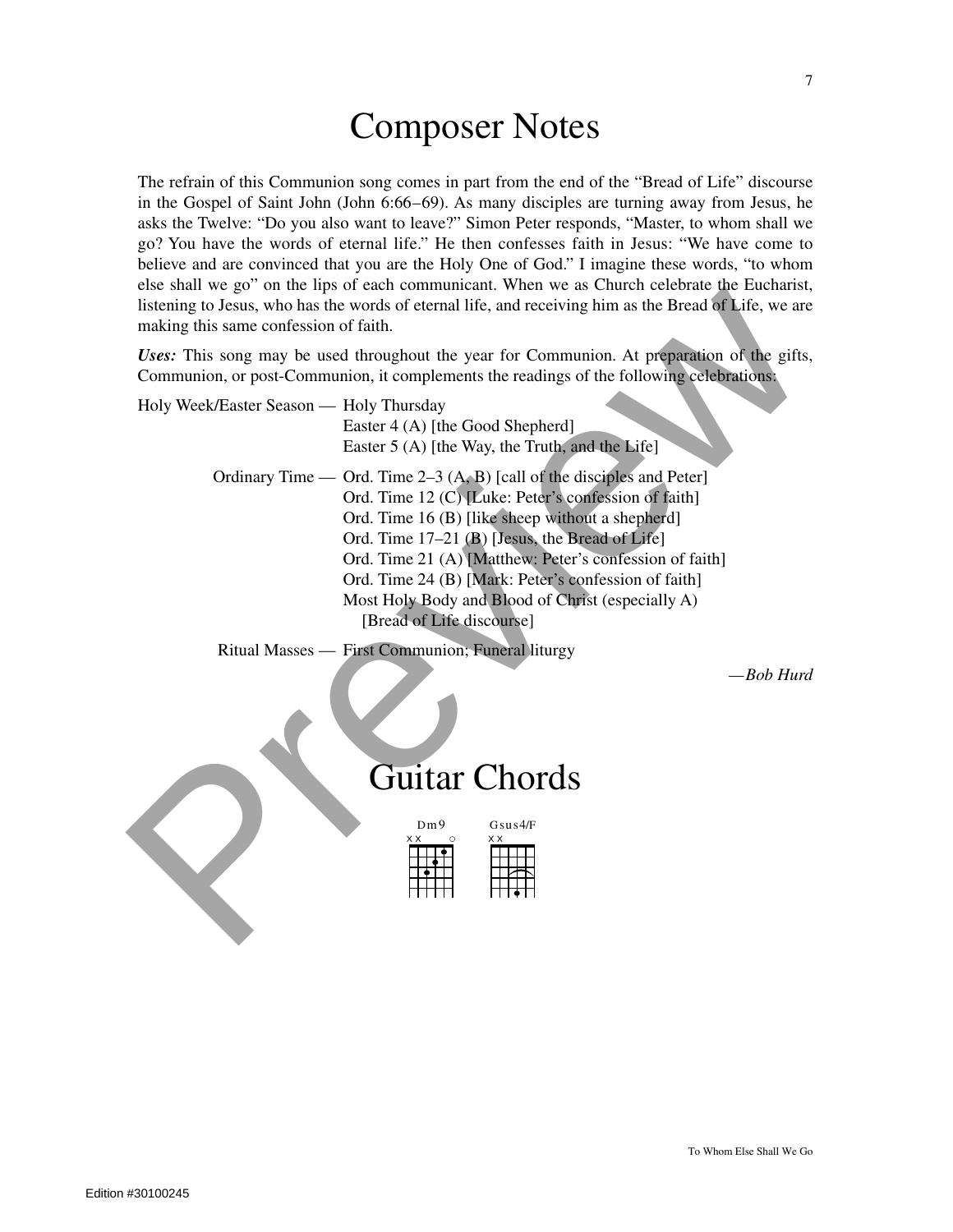# Composer Notes

The refrain of this Communion song comes in part from the end of the "Bread of Life" discourse in the Gospel of Saint John (John 6:66–69). As many disciples are turning away from Jesus, he asks the Twelve: "Do you also want to leave?" Simon Peter responds, "Master, to whom shall we go? You have the words of eternal life." He then confesses faith in Jesus: "We have come to believe and are convinced that you are the Holy One of God." I imagine these words, "to whom else shall we go" on the lips of each communicant. When we as Church celebrate the Eucharist, listening to Jesus, who has the words of eternal life, and receiving him as the Bread of Life, we are making this same confession of faith.

***Uses:*** This song may be used throughout the year for Communion. At preparation of the gifts, Communion, or post-Communion, it complements the readings of the following celebrations:

Holy Week/Easter Season — Holy Thursday
Easter 4 (A) [the Good Shepherd]
Easter 5 (A) [the Way, the Truth, and the Life]

Ordinary Time — Ord. Time 2–3 (A, B) [call of the disciples and Peter]
Ord. Time 12 (C) [Luke: Peter's confession of faith]
Ord. Time 16 (B) [like sheep without a shepherd]
Ord. Time 17–21 (B) [Jesus, the Bread of Life]
Ord. Time 21 (A) [Matthew: Peter's confession of faith]
Ord. Time 24 (B) [Mark: Peter's confession of faith]
Most Holy Body and Blood of Christ (especially A) [Bread of Life discourse]

Ritual Masses — First Communion; Funeral liturgy

*—Bob Hurd*

# Guitar Chords

Dm9 Gsus4/F

Edition #30100245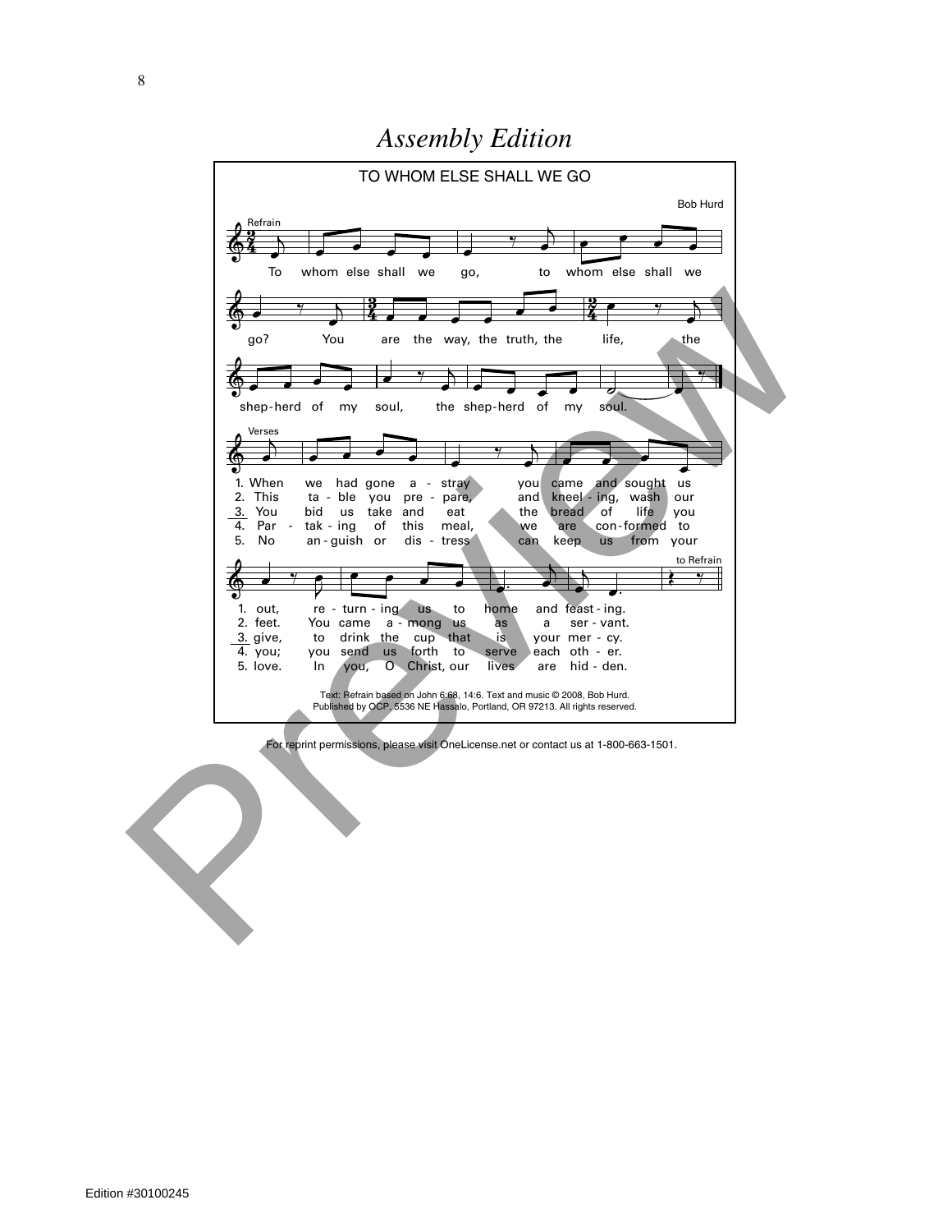# *Assembly Edition*

## TO WHOM ELSE SHALL WE GO

Bob Hurd

Refrain

To whom else shall we go, to whom else shall we go? You are the way, the truth, the life, the shep-herd of my soul, the shep-herd of my soul.

Verses

1. When we had gone a - stray you came and sought us out, re - turn - ing us to home and feast - ing.
2. This ta - ble you pre - pare, and kneel - ing, wash our feet. You came a - mong us as a ser - vant.
3. You bid us take and eat the bread of life you give, to drink the cup that is your mer - cy.
4. Par - tak - ing of this meal, we are con-formed to you; you send us forth to serve each oth - er.
5. No an - guish or dis - tress can keep us from your love. In you, O Christ, our lives are hid - den.

to Refrain

Text: Refrain based on John 6:68, 14:6. Text and music © 2008, Bob Hurd.
Published by OCP, 5536 NE Hassalo, Portland, OR 97213. All rights reserved.

For reprint permissions, please visit OneLicense.net or contact us at 1-800-663-1501.

Edition #30100245